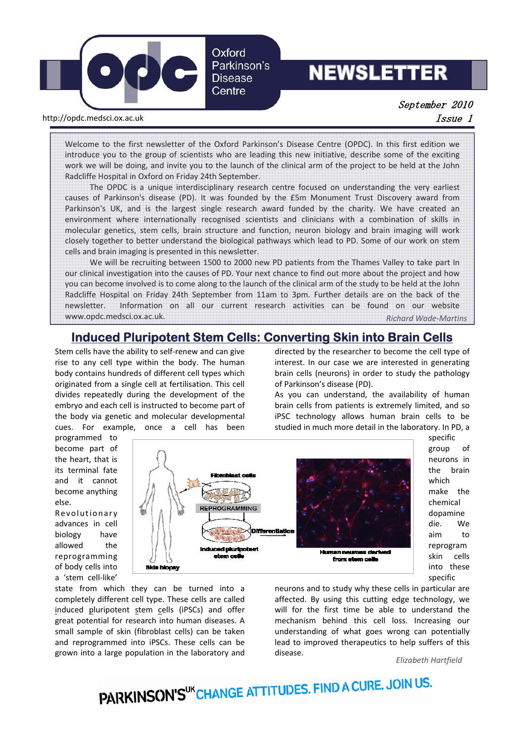# Oxford Parkinson's Disease Centre NEWSLETTER

*September 2010*
*Issue 1*

http://opdc.medsci.ox.ac.uk

Welcome to the first newsletter of the Oxford Parkinson's Disease Centre (OPDC). In this first edition we introduce you to the group of scientists who are leading this new initiative, describe some of the exciting work we will be doing, and invite you to the launch of the clinical arm of the project to be held at the John Radcliffe Hospital in Oxford on Friday 24th September.

The OPDC is a unique interdisciplinary research centre focused on understanding the very earliest causes of Parkinson's disease (PD). It was founded by the £5m Monument Trust Discovery award from Parkinson's UK, and is the largest single research award funded by the charity. We have created an environment where internationally recognised scientists and clinicians with a combination of skills in molecular genetics, stem cells, brain structure and function, neuron biology and brain imaging will work closely together to better understand the biological pathways which lead to PD. Some of our work on stem cells and brain imaging is presented in this newsletter.

We will be recruiting between 1500 to 2000 new PD patients from the Thames Valley to take part In our clinical investigation into the causes of PD. Your next chance to find out more about the project and how you can become involved is to come along to the launch of the clinical arm of the study to be held at the John Radcliffe Hospital on Friday 24th September from 11am to 3pm. Further details are on the back of the newsletter. Information on all our current research activities can be found on our website www.opdc.medsci.ox.ac.uk.

*Richard Wade-Martins*

## Induced Pluripotent Stem Cells: Converting Skin into Brain Cells

Stem cells have the ability to self-renew and can give rise to any cell type within the body. The human body contains hundreds of different cell types which originated from a single cell at fertilisation. This cell divides repeatedly during the development of the embryo and each cell is instructed to become part of the body via genetic and molecular developmental cues. For example, once a cell has been programmed to become part of the heart, that is its terminal fate and it cannot become anything else. Revolutionary advances in cell biology have allowed the reprogramming of body cells into a 'stem cell-like' state from which they can be turned into a completely different cell type. These cells are called induced pluripotent stem cells (iPSCs) and offer great potential for research into human diseases. A small sample of skin (fibroblast cells) can be taken and reprogrammed into iPSCs. These cells can be grown into a large population in the laboratory and directed by the researcher to become the cell type of interest. In our case we are interested in generating brain cells (neurons) in order to study the pathology of Parkinson's disease (PD).

As you can understand, the availability of human brain cells from patients is extremely limited, and so iPSC technology allows human brain cells to be studied in much more detail in the laboratory. In PD, a specific group of neurons in the brain which make the chemical dopamine die. We aim to reprogram skin cells into these specific neurons and to study why these cells in particular are affected. By using this cutting edge technology, we will for the first time be able to understand the mechanism behind this cell loss. Increasing our understanding of what goes wrong can potentially lead to improved therapeutics to help suffers of this disease.

Skin biopsy → Fibroblast cells → REPROGRAMMING → Induced pluripotent stem cells → Differentiation → Human neurons derived from stem cells

*Elizabeth Hartfield*

PARKINSON'S UK CHANGE ATTITUDES. FIND A CURE. JOIN US.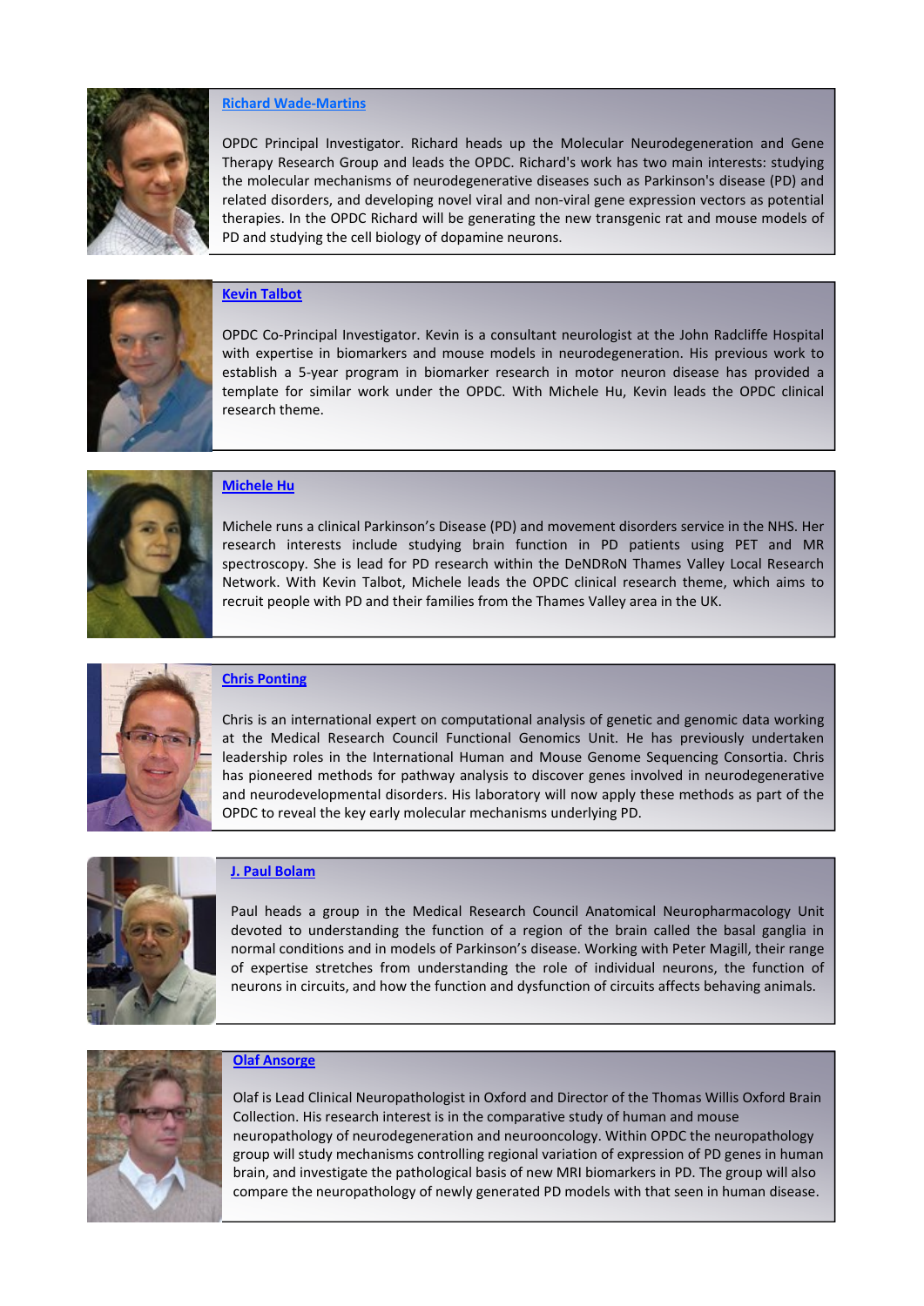### [Richard Wade-Martins]

OPDC Principal Investigator. Richard heads up the Molecular Neurodegeneration and Gene Therapy Research Group and leads the OPDC. Richard's work has two main interests: studying the molecular mechanisms of neurodegenerative diseases such as Parkinson's disease (PD) and related disorders, and developing novel viral and non-viral gene expression vectors as potential therapies. In the OPDC Richard will be generating the new transgenic rat and mouse models of PD and studying the cell biology of dopamine neurons.

### [Kevin Talbot]

OPDC Co-Principal Investigator. Kevin is a consultant neurologist at the John Radcliffe Hospital with expertise in biomarkers and mouse models in neurodegeneration. His previous work to establish a 5-year program in biomarker research in motor neuron disease has provided a template for similar work under the OPDC. With Michele Hu, Kevin leads the OPDC clinical research theme.

### [Michele Hu]

Michele runs a clinical Parkinson's Disease (PD) and movement disorders service in the NHS. Her research interests include studying brain function in PD patients using PET and MR spectroscopy. She is lead for PD research within the DeNDRoN Thames Valley Local Research Network. With Kevin Talbot, Michele leads the OPDC clinical research theme, which aims to recruit people with PD and their families from the Thames Valley area in the UK.

### [Chris Ponting]

Chris is an international expert on computational analysis of genetic and genomic data working at the Medical Research Council Functional Genomics Unit. He has previously undertaken leadership roles in the International Human and Mouse Genome Sequencing Consortia. Chris has pioneered methods for pathway analysis to discover genes involved in neurodegenerative and neurodevelopmental disorders. His laboratory will now apply these methods as part of the OPDC to reveal the key early molecular mechanisms underlying PD.

### [J. Paul Bolam]

Paul heads a group in the Medical Research Council Anatomical Neuropharmacology Unit devoted to understanding the function of a region of the brain called the basal ganglia in normal conditions and in models of Parkinson's disease. Working with Peter Magill, their range of expertise stretches from understanding the role of individual neurons, the function of neurons in circuits, and how the function and dysfunction of circuits affects behaving animals.

### [Olaf Ansorge]

Olaf is Lead Clinical Neuropathologist in Oxford and Director of the Thomas Willis Oxford Brain Collection. His research interest is in the comparative study of human and mouse neuropathology of neurodegeneration and neurooncology. Within OPDC the neuropathology group will study mechanisms controlling regional variation of expression of PD genes in human brain, and investigate the pathological basis of new MRI biomarkers in PD. The group will also compare the neuropathology of newly generated PD models with that seen in human disease.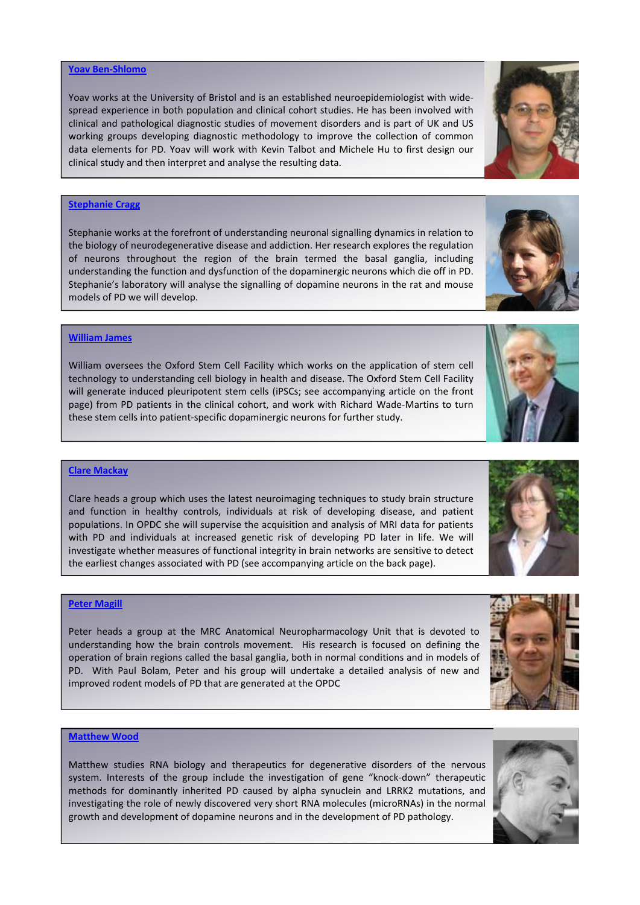### Yoav Ben-Shlomo

Yoav works at the University of Bristol and is an established neuroepidemiologist with wide-spread experience in both population and clinical cohort studies. He has been involved with clinical and pathological diagnostic studies of movement disorders and is part of UK and US working groups developing diagnostic methodology to improve the collection of common data elements for PD. Yoav will work with Kevin Talbot and Michele Hu to first design our clinical study and then interpret and analyse the resulting data.

### Stephanie Cragg

Stephanie works at the forefront of understanding neuronal signalling dynamics in relation to the biology of neurodegenerative disease and addiction. Her research explores the regulation of neurons throughout the region of the brain termed the basal ganglia, including understanding the function and dysfunction of the dopaminergic neurons which die off in PD. Stephanie's laboratory will analyse the signalling of dopamine neurons in the rat and mouse models of PD we will develop.

### William James

William oversees the Oxford Stem Cell Facility which works on the application of stem cell technology to understanding cell biology in health and disease. The Oxford Stem Cell Facility will generate induced pluripotent stem cells (iPSCs; see accompanying article on the front page) from PD patients in the clinical cohort, and work with Richard Wade-Martins to turn these stem cells into patient-specific dopaminergic neurons for further study.

### Clare Mackay

Clare heads a group which uses the latest neuroimaging techniques to study brain structure and function in healthy controls, individuals at risk of developing disease, and patient populations. In OPDC she will supervise the acquisition and analysis of MRI data for patients with PD and individuals at increased genetic risk of developing PD later in life. We will investigate whether measures of functional integrity in brain networks are sensitive to detect the earliest changes associated with PD (see accompanying article on the back page).

### Peter Magill

Peter heads a group at the MRC Anatomical Neuropharmacology Unit that is devoted to understanding how the brain controls movement. His research is focused on defining the operation of brain regions called the basal ganglia, both in normal conditions and in models of PD. With Paul Bolam, Peter and his group will undertake a detailed analysis of new and improved rodent models of PD that are generated at the OPDC

### Matthew Wood

Matthew studies RNA biology and therapeutics for degenerative disorders of the nervous system. Interests of the group include the investigation of gene "knock-down" therapeutic methods for dominantly inherited PD caused by alpha synuclein and LRRK2 mutations, and investigating the role of newly discovered very short RNA molecules (microRNAs) in the normal growth and development of dopamine neurons and in the development of PD pathology.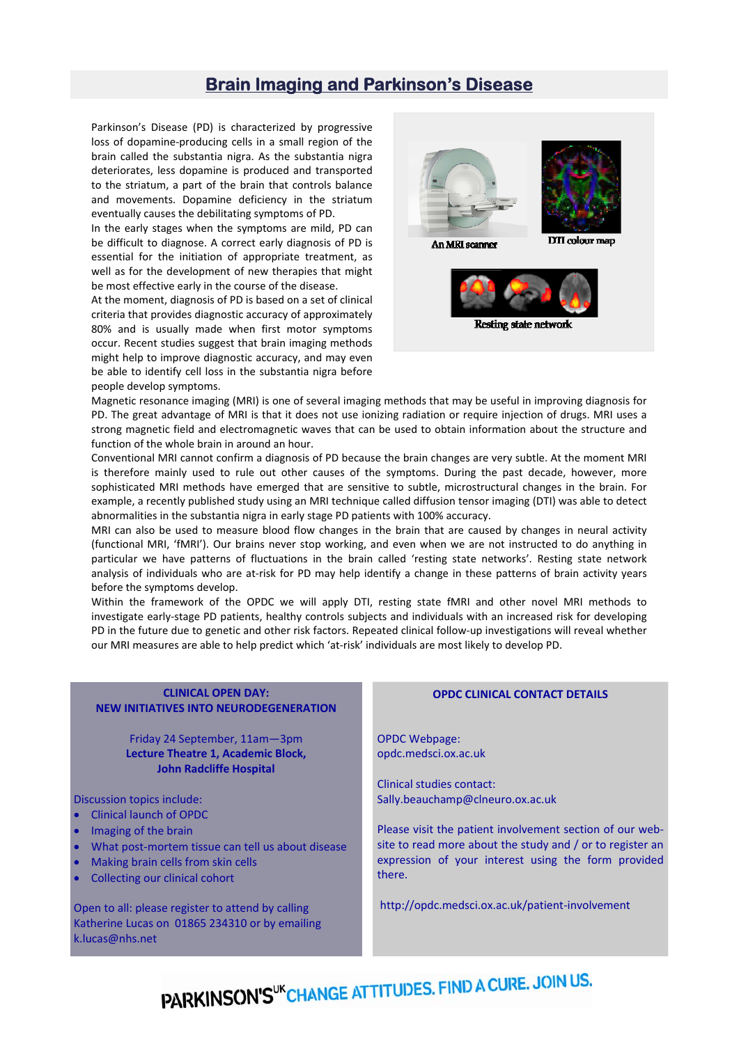# Brain Imaging and Parkinson's Disease

Parkinson's Disease (PD) is characterized by progressive loss of dopamine-producing cells in a small region of the brain called the substantia nigra. As the substantia nigra deteriorates, less dopamine is produced and transported to the striatum, a part of the brain that controls balance and movements. Dopamine deficiency in the striatum eventually causes the debilitating symptoms of PD.

In the early stages when the symptoms are mild, PD can be difficult to diagnose. A correct early diagnosis of PD is essential for the initiation of appropriate treatment, as well as for the development of new therapies that might be most effective early in the course of the disease.

At the moment, diagnosis of PD is based on a set of clinical criteria that provides diagnostic accuracy of approximately 80% and is usually made when first motor symptoms occur. Recent studies suggest that brain imaging methods might help to improve diagnostic accuracy, and may even be able to identify cell loss in the substantia nigra before people develop symptoms.

An MRI scanner

DTI colour map

Resting state network

Magnetic resonance imaging (MRI) is one of several imaging methods that may be useful in improving diagnosis for PD. The great advantage of MRI is that it does not use ionizing radiation or require injection of drugs. MRI uses a strong magnetic field and electromagnetic waves that can be used to obtain information about the structure and function of the whole brain in around an hour.

Conventional MRI cannot confirm a diagnosis of PD because the brain changes are very subtle. At the moment MRI is therefore mainly used to rule out other causes of the symptoms. During the past decade, however, more sophisticated MRI methods have emerged that are sensitive to subtle, microstructural changes in the brain. For example, a recently published study using an MRI technique called diffusion tensor imaging (DTI) was able to detect abnormalities in the substantia nigra in early stage PD patients with 100% accuracy.

MRI can also be used to measure blood flow changes in the brain that are caused by changes in neural activity (functional MRI, 'fMRI'). Our brains never stop working, and even when we are not instructed to do anything in particular we have patterns of fluctuations in the brain called 'resting state networks'. Resting state network analysis of individuals who are at-risk for PD may help identify a change in these patterns of brain activity years before the symptoms develop.

Within the framework of the OPDC we will apply DTI, resting state fMRI and other novel MRI methods to investigate early-stage PD patients, healthy controls subjects and individuals with an increased risk for developing PD in the future due to genetic and other risk factors. Repeated clinical follow-up investigations will reveal whether our MRI measures are able to help predict which 'at-risk' individuals are most likely to develop PD.

**CLINICAL OPEN DAY:**
**NEW INITIATIVES INTO NEURODEGENERATION**

Friday 24 September, 11am—3pm
**Lecture Theatre 1, Academic Block,**
**John Radcliffe Hospital**

Discussion topics include:

- Clinical launch of OPDC
- Imaging of the brain
- What post-mortem tissue can tell us about disease
- Making brain cells from skin cells
- Collecting our clinical cohort

Open to all: please register to attend by calling Katherine Lucas on 01865 234310 or by emailing k.lucas@nhs.net

**OPDC CLINICAL CONTACT DETAILS**

OPDC Webpage:
opdc.medsci.ox.ac.uk

Clinical studies contact:
Sally.beauchamp@clneuro.ox.ac.uk

Please visit the patient involvement section of our web-site to read more about the study and / or to register an expression of your interest using the form provided there.

http://opdc.medsci.ox.ac.uk/patient-involvement

PARKINSON'S[UK] CHANGE ATTITUDES. FIND A CURE. JOIN US.